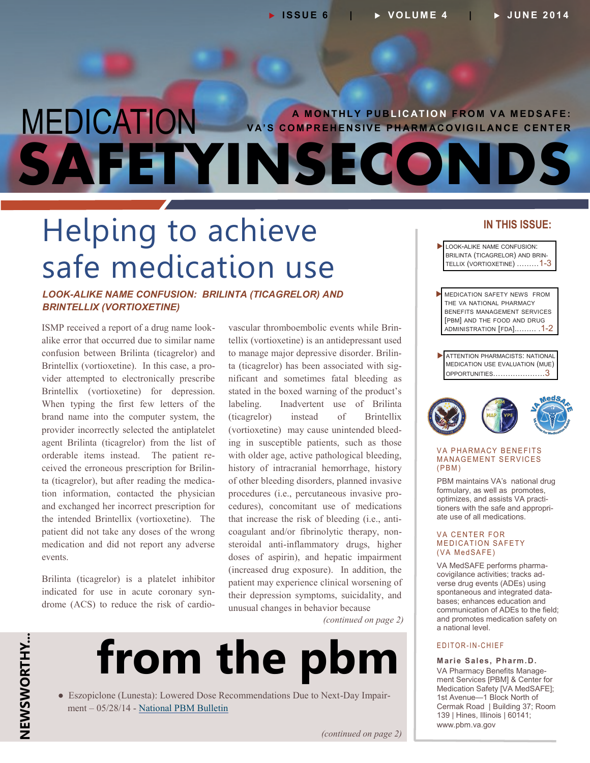# MEDICATION SAFETY IN SECONDS

A MONTHLY PUBLICATION FROM VA MEDSAFE: VA'S COMPREHENSIVE PHARMACOVIGILANCE CENTER

ISSUE 6 | VOLUME 4 | JUNE 2014

## Helping to achieve safe medication use

### *LOOK-ALIKE NAME CONFUSION: BRILINTA (TICAGRELOR) AND BRINTELLIX (VORTIOXETINE)*

ISMP received a report of a drug name look-alike error that occurred due to similar name confusion between Brilinta (ticagrelor) and Brintellix (vortioxetine). In this case, a provider attempted to electronically prescribe Brintellix (vortioxetine) for depression. When typing the first few letters of the brand name into the computer system, the provider incorrectly selected the antiplatelet agent Brilinta (ticagrelor) from the list of orderable items instead. The patient received the erroneous prescription for Brilinta (ticagrelor), but after reading the medication information, contacted the physician and exchanged her incorrect prescription for the intended Brintellix (vortioxetine). The patient did not take any doses of the wrong medication and did not report any adverse events.

Brilinta (ticagrelor) is a platelet inhibitor indicated for use in acute coronary syndrome (ACS) to reduce the risk of cardiovascular thromboembolic events while Brintellix (vortioxetine) is an antidepressant used to manage major depressive disorder. Brilinta (ticagrelor) has been associated with significant and sometimes fatal bleeding as stated in the boxed warning of the product's labeling. Inadvertent use of Brilinta (ticagrelor) instead of Brintellix (vortioxetine) may cause unintended bleeding in susceptible patients, such as those with older age, active pathological bleeding, history of intracranial hemorrhage, history of other bleeding disorders, planned invasive procedures (i.e., percutaneous invasive procedures), concomitant use of medications that increase the risk of bleeding (i.e., anticoagulant and/or fibrinolytic therapy, nonsteroidal anti-inflammatory drugs, higher doses of aspirin), and hepatic impairment (increased drug exposure). In addition, the patient may experience clinical worsening of their depression symptoms, suicidality, and unusual changes in behavior because

*(continued on page 2)*

## NEWSWORTHY... from the pbm

- Eszopiclone (Lunesta): Lowered Dose Recommendations Due to Next-Day Impairment – 05/28/14 - National PBM Bulletin

*(continued on page 2)*

---

**IN THIS ISSUE:**

- LOOK-ALIKE NAME CONFUSION: BRILINTA (TICAGRELOR) AND BRINTELLIX (VORTIOXETINE) .........1-3
- MEDICATION SAFETY NEWS FROM THE VA NATIONAL PHARMACY BENEFITS MANAGEMENT SERVICES [PBM] AND THE FOOD AND DRUG ADMINISTRATION [FDA]......... .1-2
- ATTENTION PHARMACISTS: NATIONAL MEDICATION USE EVALUATION (MUE) OPPORTUNITIES.....................3

**VA PHARMACY BENEFITS MANAGEMENT SERVICES (PBM)**

PBM maintains VA's national drug formulary, as well as promotes, optimizes, and assists VA practitioners with the safe and appropriate use of all medications.

**VA CENTER FOR MEDICATION SAFETY (VA MedSAFE)**

VA MedSAFE performs pharmacovigilance activities; tracks adverse drug events (ADEs) using spontaneous and integrated databases; enhances education and communication of ADEs to the field; and promotes medication safety on a national level.

**EDITOR-IN-CHIEF**

**Marie Sales, Pharm.D.**
VA Pharmacy Benefits Management Services [PBM] & Center for Medication Safety [VA MedSAFE]; 1st Avenue—1 Block North of Cermak Road | Building 37; Room 139 | Hines, Illinois | 60141; www.pbm.va.gov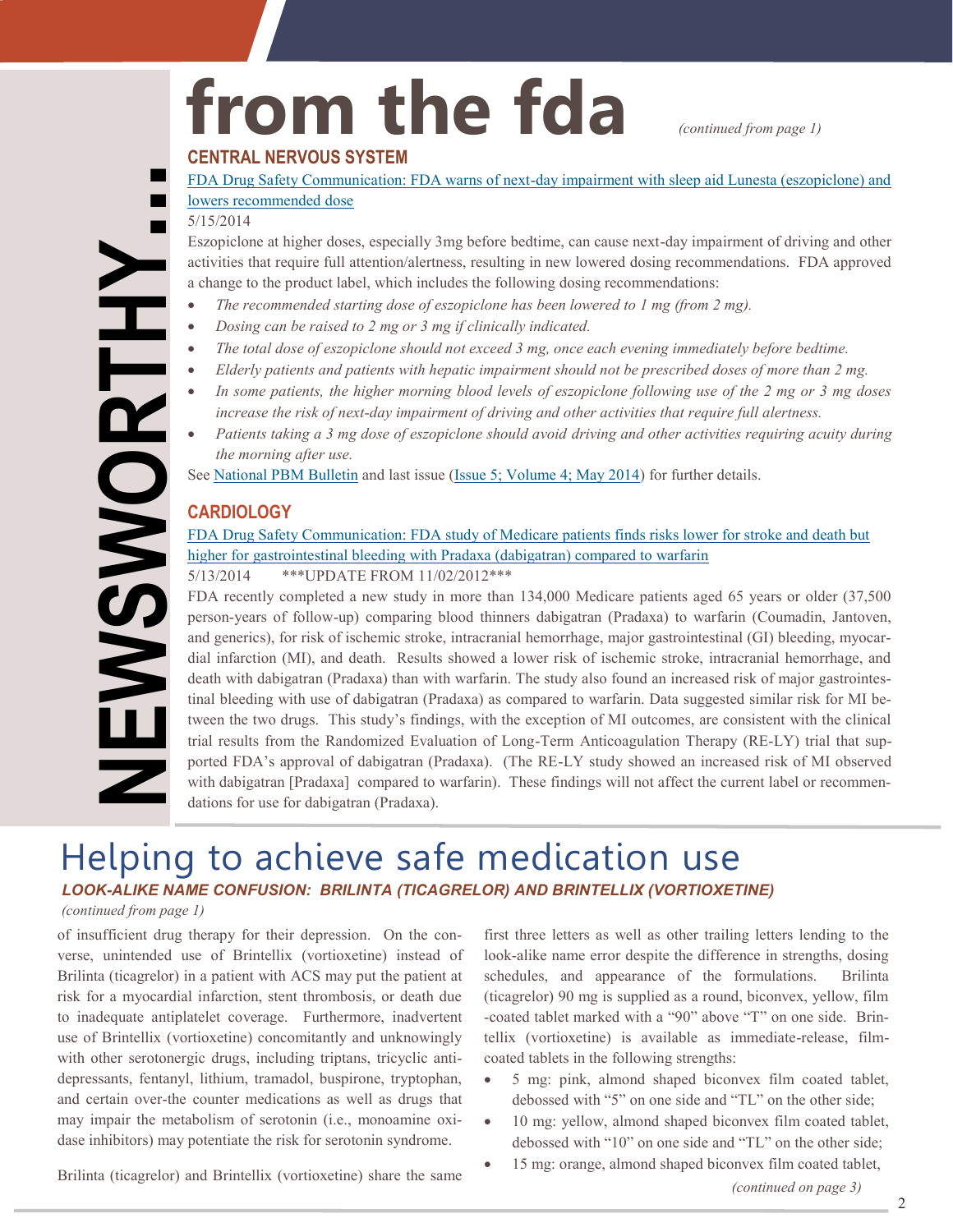# from the fda

*(continued from page 1)*

NEWSWORTHY…

## CENTRAL NERVOUS SYSTEM

FDA Drug Safety Communication: FDA warns of next-day impairment with sleep aid Lunesta (eszopiclone) and lowers recommended dose

5/15/2014

Eszopiclone at higher doses, especially 3mg before bedtime, can cause next-day impairment of driving and other activities that require full attention/alertness, resulting in new lowered dosing recommendations. FDA approved a change to the product label, which includes the following dosing recommendations:

- *The recommended starting dose of eszopiclone has been lowered to 1 mg (from 2 mg).*
- *Dosing can be raised to 2 mg or 3 mg if clinically indicated.*
- *The total dose of eszopiclone should not exceed 3 mg, once each evening immediately before bedtime.*
- *Elderly patients and patients with hepatic impairment should not be prescribed doses of more than 2 mg.*
- *In some patients, the higher morning blood levels of eszopiclone following use of the 2 mg or 3 mg doses increase the risk of next-day impairment of driving and other activities that require full alertness.*
- *Patients taking a 3 mg dose of eszopiclone should avoid driving and other activities requiring acuity during the morning after use.*

See National PBM Bulletin and last issue (Issue 5; Volume 4; May 2014) for further details.

## CARDIOLOGY

FDA Drug Safety Communication: FDA study of Medicare patients finds risks lower for stroke and death but higher for gastrointestinal bleeding with Pradaxa (dabigatran) compared to warfarin

5/13/2014 ***UPDATE FROM 11/02/2012***

FDA recently completed a new study in more than 134,000 Medicare patients aged 65 years or older (37,500 person-years of follow-up) comparing blood thinners dabigatran (Pradaxa) to warfarin (Coumadin, Jantoven, and generics), for risk of ischemic stroke, intracranial hemorrhage, major gastrointestinal (GI) bleeding, myocardial infarction (MI), and death. Results showed a lower risk of ischemic stroke, intracranial hemorrhage, and death with dabigatran (Pradaxa) than with warfarin. The study also found an increased risk of major gastrointestinal bleeding with use of dabigatran (Pradaxa) as compared to warfarin. Data suggested similar risk for MI between the two drugs. This study's findings, with the exception of MI outcomes, are consistent with the clinical trial results from the Randomized Evaluation of Long-Term Anticoagulation Therapy (RE-LY) trial that supported FDA's approval of dabigatran (Pradaxa). (The RE-LY study showed an increased risk of MI observed with dabigatran [Pradaxa] compared to warfarin). These findings will not affect the current label or recommendations for use for dabigatran (Pradaxa).

# Helping to achieve safe medication use

### *LOOK-ALIKE NAME CONFUSION: BRILINTA (TICAGRELOR) AND BRINTELLIX (VORTIOXETINE)*

*(continued from page 1)*

of insufficient drug therapy for their depression. On the converse, unintended use of Brintellix (vortioxetine) instead of Brilinta (ticagrelor) in a patient with ACS may put the patient at risk for a myocardial infarction, stent thrombosis, or death due to inadequate antiplatelet coverage. Furthermore, inadvertent use of Brintellix (vortioxetine) concomitantly and unknowingly with other serotonergic drugs, including triptans, tricyclic antidepressants, fentanyl, lithium, tramadol, buspirone, tryptophan, and certain over-the counter medications as well as drugs that may impair the metabolism of serotonin (i.e., monoamine oxidase inhibitors) may potentiate the risk for serotonin syndrome.

Brilinta (ticagrelor) and Brintellix (vortioxetine) share the same first three letters as well as other trailing letters lending to the look-alike name error despite the difference in strengths, dosing schedules, and appearance of the formulations. Brilinta (ticagrelor) 90 mg is supplied as a round, biconvex, yellow, film-coated tablet marked with a "90" above "T" on one side. Brintellix (vortioxetine) is available as immediate-release, film-coated tablets in the following strengths:

- 5 mg: pink, almond shaped biconvex film coated tablet, debossed with "5" on one side and "TL" on the other side;
- 10 mg: yellow, almond shaped biconvex film coated tablet, debossed with "10" on one side and "TL" on the other side;
- 15 mg: orange, almond shaped biconvex film coated tablet,

*(continued on page 3)*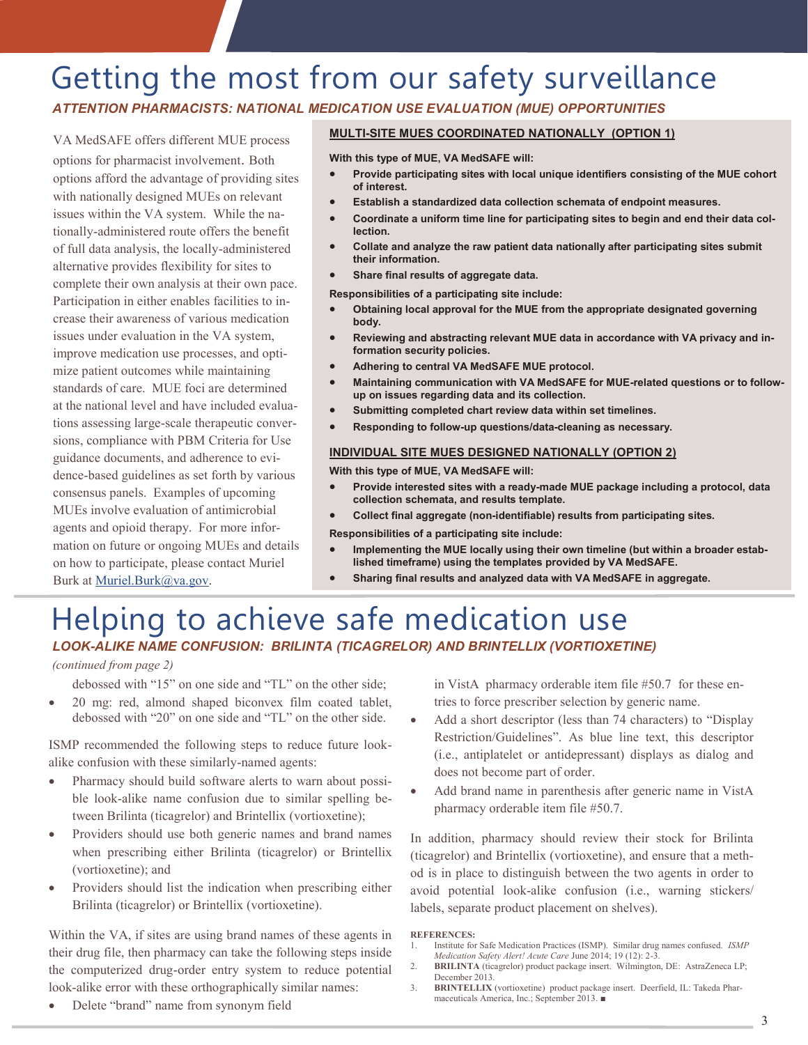# Getting the most from our safety surveillance

***ATTENTION PHARMACISTS: NATIONAL MEDICATION USE EVALUATION (MUE) OPPORTUNITIES***

VA MedSAFE offers different MUE process options for pharmacist involvement. Both options afford the advantage of providing sites with nationally designed MUEs on relevant issues within the VA system. While the nationally-administered route offers the benefit of full data analysis, the locally-administered alternative provides flexibility for sites to complete their own analysis at their own pace. Participation in either enables facilities to increase their awareness of various medication issues under evaluation in the VA system, improve medication use processes, and optimize patient outcomes while maintaining standards of care. MUE foci are determined at the national level and have included evaluations assessing large-scale therapeutic conversions, compliance with PBM Criteria for Use guidance documents, and adherence to evidence-based guidelines as set forth by various consensus panels. Examples of upcoming MUEs involve evaluation of antimicrobial agents and opioid therapy. For more information on future or ongoing MUEs and details on how to participate, please contact Muriel Burk at Muriel.Burk@va.gov.

**MULTI-SITE MUES COORDINATED NATIONALLY (OPTION 1)**

**With this type of MUE, VA MedSAFE will:**

- **Provide participating sites with local unique identifiers consisting of the MUE cohort of interest.**
- **Establish a standardized data collection schemata of endpoint measures.**
- **Coordinate a uniform time line for participating sites to begin and end their data collection.**
- **Collate and analyze the raw patient data nationally after participating sites submit their information.**
- **Share final results of aggregate data.**

**Responsibilities of a participating site include:**

- **Obtaining local approval for the MUE from the appropriate designated governing body.**
- **Reviewing and abstracting relevant MUE data in accordance with VA privacy and information security policies.**
- **Adhering to central VA MedSAFE MUE protocol.**
- **Maintaining communication with VA MedSAFE for MUE-related questions or to follow-up on issues regarding data and its collection.**
- **Submitting completed chart review data within set timelines.**
- **Responding to follow-up questions/data-cleaning as necessary.**

**INDIVIDUAL SITE MUES DESIGNED NATIONALLY (OPTION 2)**

**With this type of MUE, VA MedSAFE will:**

- **Provide interested sites with a ready-made MUE package including a protocol, data collection schemata, and results template.**
- **Collect final aggregate (non-identifiable) results from participating sites.**

**Responsibilities of a participating site include:**

- **Implementing the MUE locally using their own timeline (but within a broader established timeframe) using the templates provided by VA MedSAFE.**
- **Sharing final results and analyzed data with VA MedSAFE in aggregate.**

# Helping to achieve safe medication use

***LOOK-ALIKE NAME CONFUSION: BRILINTA (TICAGRELOR) AND BRINTELLIX (VORTIOXETINE)***

*(continued from page 2)*

debossed with "15" on one side and "TL" on the other side;

- 20 mg: red, almond shaped biconvex film coated tablet, debossed with "20" on one side and "TL" on the other side.

ISMP recommended the following steps to reduce future look-alike confusion with these similarly-named agents:

- Pharmacy should build software alerts to warn about possible look-alike name confusion due to similar spelling between Brilinta (ticagrelor) and Brintellix (vortioxetine);
- Providers should use both generic names and brand names when prescribing either Brilinta (ticagrelor) or Brintellix (vortioxetine); and
- Providers should list the indication when prescribing either Brilinta (ticagrelor) or Brintellix (vortioxetine).

Within the VA, if sites are using brand names of these agents in their drug file, then pharmacy can take the following steps inside the computerized drug-order entry system to reduce potential look-alike error with these orthographically similar names:

- Delete "brand" name from synonym field in VistA pharmacy orderable item file #50.7 for these entries to force prescriber selection by generic name.
- Add a short descriptor (less than 74 characters) to "Display Restriction/Guidelines". As blue line text, this descriptor (i.e., antiplatelet or antidepressant) displays as dialog and does not become part of order.
- Add brand name in parenthesis after generic name in VistA pharmacy orderable item file #50.7.

In addition, pharmacy should review their stock for Brilinta (ticagrelor) and Brintellix (vortioxetine), and ensure that a method is in place to distinguish between the two agents in order to avoid potential look-alike confusion (i.e., warning stickers/labels, separate product placement on shelves).

**REFERENCES:**

1. Institute for Safe Medication Practices (ISMP). Similar drug names confused. *ISMP Medication Safety Alert! Acute Care* June 2014; 19 (12): 2-3.
2. **BRILINTA** (ticagrelor) product package insert. Wilmington, DE: AstraZeneca LP; December 2013.
3. **BRINTELLIX** (vortioxetine) product package insert. Deerfield, IL: Takeda Pharmaceuticals America, Inc.; September 2013. ■